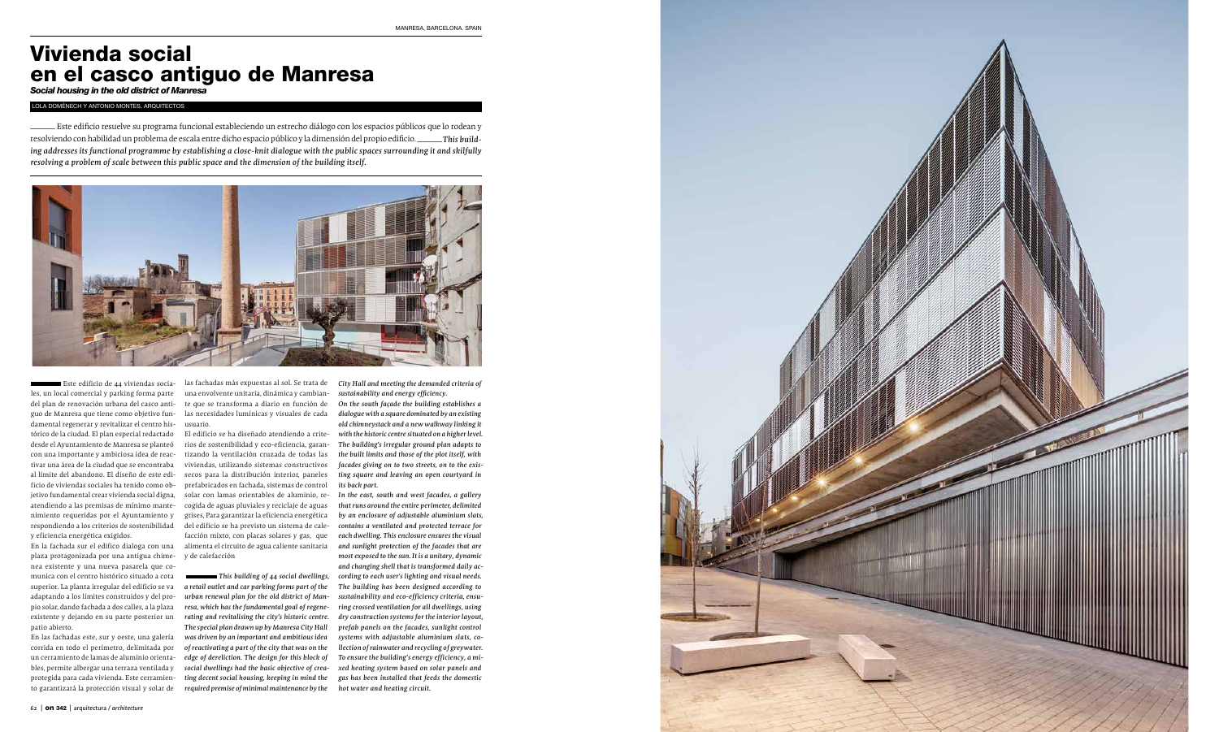# Vivienda social en el casco antiguo de Manresa

***Social housing in the old district of Manresa***

LOLA DOMÈNECH Y ANTONIO MONTES, ARQUITECTOS

Este edificio resuelve su programa funcional estableciendo un estrecho diálogo con los espacios públicos que lo rodean y resolviendo con habilidad un problema de escala entre dicho espacio público y la dimensión del propio edificio. *This building addresses its functional programme by establishing a close-knit dialogue with the public spaces surrounding it and skilfully resolving a problem of scale between this public space and the dimension of the building itself.*

Este edificio de 44 viviendas sociales, un local comercial y parking forma parte del plan de renovación urbana del casco antiguo de Manresa que tiene como objetivo fundamental regenerar y revitalizar el centro histórico de la ciudad. El plan especial redactado desde el Ayuntamiento de Manresa se planteó con una importante y ambiciosa idea de reactivar una área de la ciudad que se encontraba al límite del abandono. El diseño de este edificio de viviendas sociales ha tenido como objetivo fundamental crear vivienda social digna, atendiendo a las premisas de mínimo mantenimiento requeridas por el Ayuntamiento y respondiendo a los criterios de sostenibilidad y eficiencia energética exigidos.

En la fachada sur el edificio dialoga con una plaza protagonizada por una antigua chimenea existente y una nueva pasarela que comunica con el centro histórico situado a cota superior. La planta irregular del edificio se va adaptando a los límites construidos y del propio solar, dando fachada a dos calles, a la plaza existente y dejando en su parte posterior un patio abierto.

En las fachadas este, sur y oeste, una galería corrida en todo el perímetro, delimitada por un cerramiento de lamas de aluminio orientables, permite albergar una terraza ventilada y protegida para cada vivienda. Este cerramiento garantizará la protección visual y solar de las fachadas más expuestas al sol. Se trata de una envolvente unitaria, dinámica y cambiante que se transforma a diario en función de las necesidades lumínicas y visuales de cada usuario.

El edificio se ha diseñado atendiendo a criterios de sostenibilidad y eco-eficiencia, garantizando la ventilación cruzada de todas las viviendas, utilizando sistemas constructivos secos para la distribución interior, paneles prefabricados en fachada, sistemas de control solar con lamas orientables de aluminio, recogida de aguas pluviales y reciclaje de aguas grises. Para garantizar la eficiencia energética del edificio se ha previsto un sistema de calefacción mixto, con placas solares y gas, que alimenta el circuito de agua caliente sanitaria y de calefacción

*This building of 44 social dwellings, a retail outlet and car parking forms part of the urban renewal plan for the old district of Manresa, which has the fundamental goal of regenerating and revitalising the city's historic centre. The special plan drawn up by Manresa City Hall was driven by an important and ambitious idea of reactivating a part of the city that was on the edge of dereliction. The design for this block of social dwellings had the basic objective of creating decent social housing, keeping in mind the required premise of minimal maintenance by the City Hall and meeting the demanded criteria of sustainability and energy efficiency.*

*On the south façade the building establishes a dialogue with a square dominated by an existing old chimneystack and a new walkway linking it with the historic centre situated on a higher level. The building's irregular ground plan adapts to the built limits and those of the plot itself, with facades giving on to two streets, on to the existing square and leaving an open courtyard in its back part.*

*In the east, south and west facades, a gallery that runs around the entire perimeter, delimited by an enclosure of adjustable aluminium slats, contains a ventilated and protected terrace for each dwelling. This enclosure ensures the visual and sunlight protection of the facades that are most exposed to the sun. It is a unitary, dynamic and changing shell that is transformed daily according to each user's lighting and visual needs.*

*The building has been designed according to sustainability and eco-efficiency criteria, ensuring crossed ventilation for all dwellings, using dry construction systems for the interior layout, prefab panels on the facades, sunlight control systems with adjustable aluminium slats, collection of rainwater and recycling of greywater. To ensure the building's energy efficiency, a mixed heating system based on solar panels and gas has been installed that feeds the domestic hot water and heating circuit.*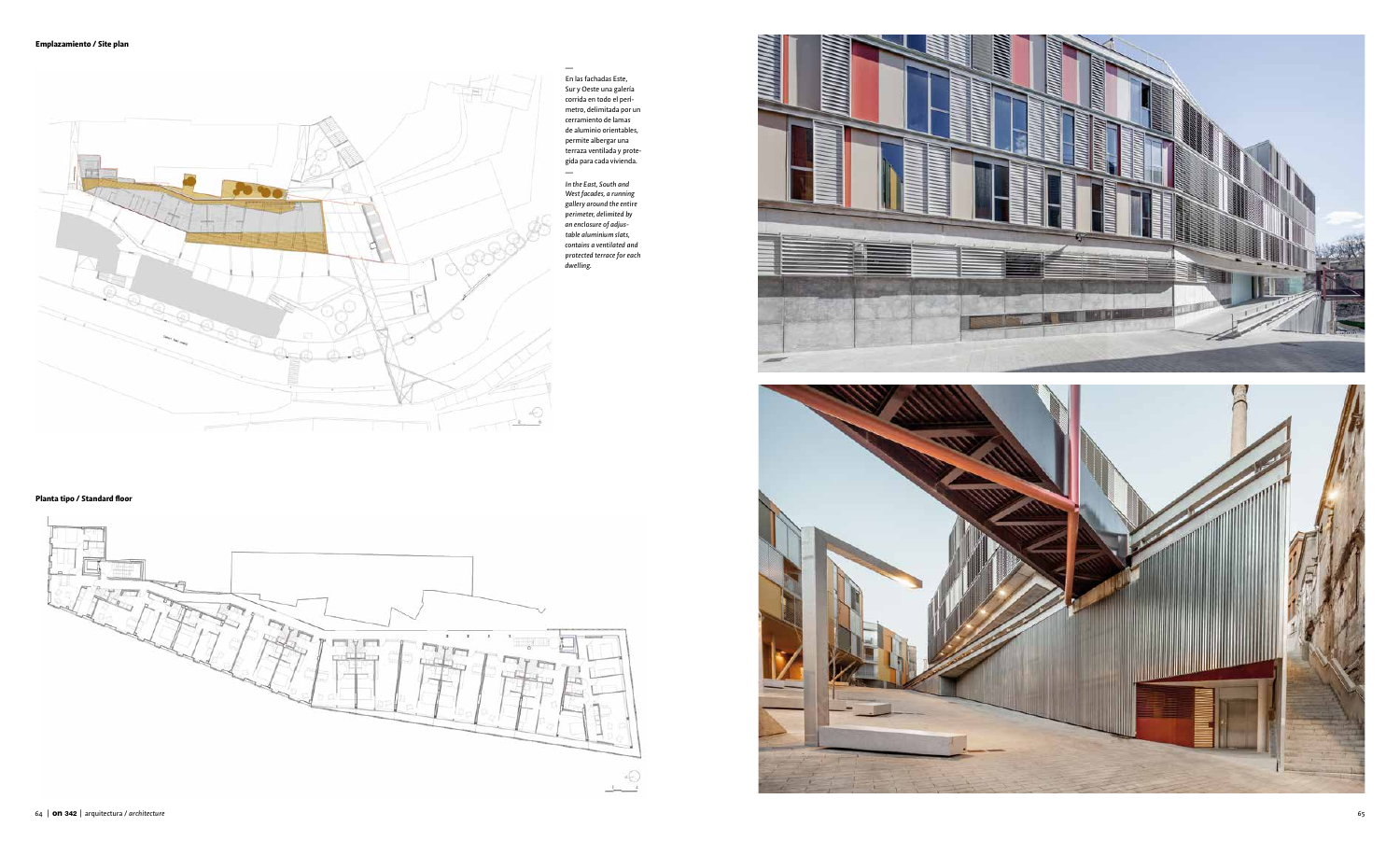**Emplazamiento / Site plan**

**Planta tipo / Standard floor**

En las fachadas Este, Sur y Oeste una galería corrida en todo el perímetro, delimitada por un cerramiento de lamas de aluminio orientables, permite albergar una terraza ventilada y protegida para cada vivienda.

*In the East, South and West facades, a running gallery around the entire perimeter, delimited by an enclosure of adjustable aluminium slats, contains a ventilated and protected terrace for each dwelling.*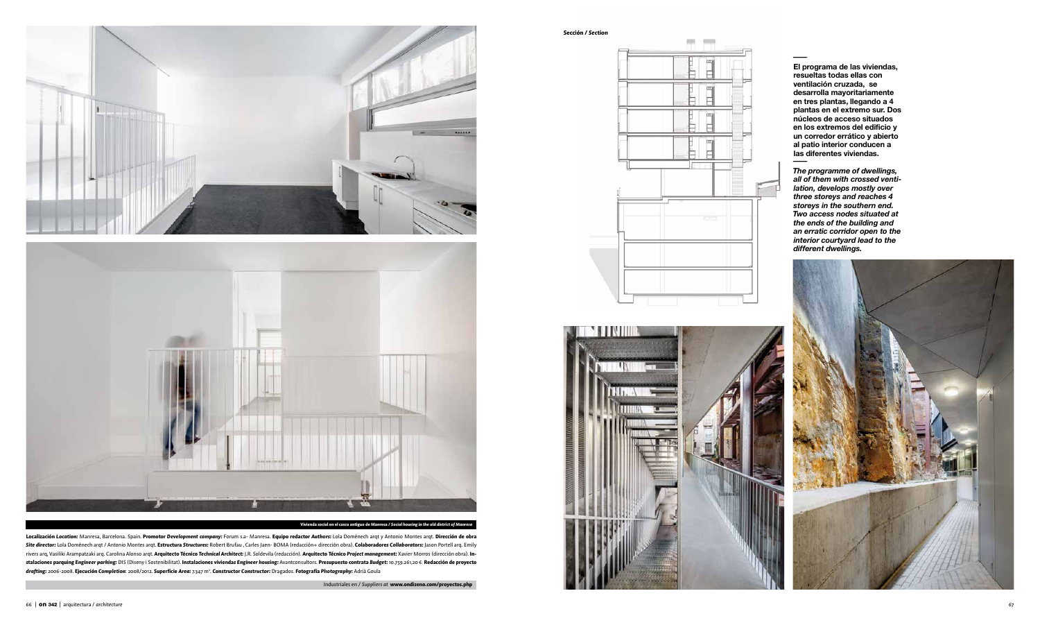Vivienda social en el casco antiguo de Manresa / *Social housing in the old district of Manresa*

**Localización** ***Location:*** Manresa, Barcelona. Spain. **Promotor** ***Development company:*** Forum s.a- Manresa. **Equipo redactor** ***Authors:*** Lola Domènech arqt y Antonio Montes arqt. **Dirección de obra** ***Site director:*** Lola Domènech arqt / Antonio Montes arqt. **Estructura** ***Structures:*** Robert Brufau , Carles Jaen- BOMA (redacción+ dirección obra). **Colaboradores** ***Collaborators:*** Jason Portell arq. Emily rivers arq, Vasiliki Arampatzaki arq, Carolina Alonso arqt. **Arquitecto Técnico** ***Technical Architect:*** J.R. Soldevila (redacción). **Arquitecto Técnico** ***Project management:*** Xavier Morros (dirección obra). **Instalaciones parquing** ***Engineer parking:*** DIS (Diseny i Sostenibilitat). **Instalaciones viviendas** ***Engineer housing:*** Avantconsultors. **Presupuesto contrata** ***Budget:*** 10.759.261,20 €. **Redacción de proyecto** ***drafting:*** 2006-2008. **Ejecución** ***Completion:*** 2008/2012. **Superficie** ***Area:*** 7.347 m². **Constructor** ***Constructor:*** Dragados. **Fotografía** ***Photography:*** Adrià Goula

Industriales en / *Suppliers at* **www.ondiseno.com/proyectos.php**

***Sección / Section***

**El programa de las viviendas, resueltas todas ellas con ventilación cruzada, se desarrolla mayoritariamente en tres plantas, llegando a 4 plantas en el extremo sur. Dos núcleos de acceso situados en los extremos del edificio y un corredor errático y abierto al patio interior conducen a las diferentes viviendas.**

***The programme of dwellings, all of them with crossed ventilation, develops mostly over three storeys and reaches 4 storeys in the southern end. Two access nodes situated at the ends of the building and an erratic corridor open to the interior courtyard lead to the different dwellings.***